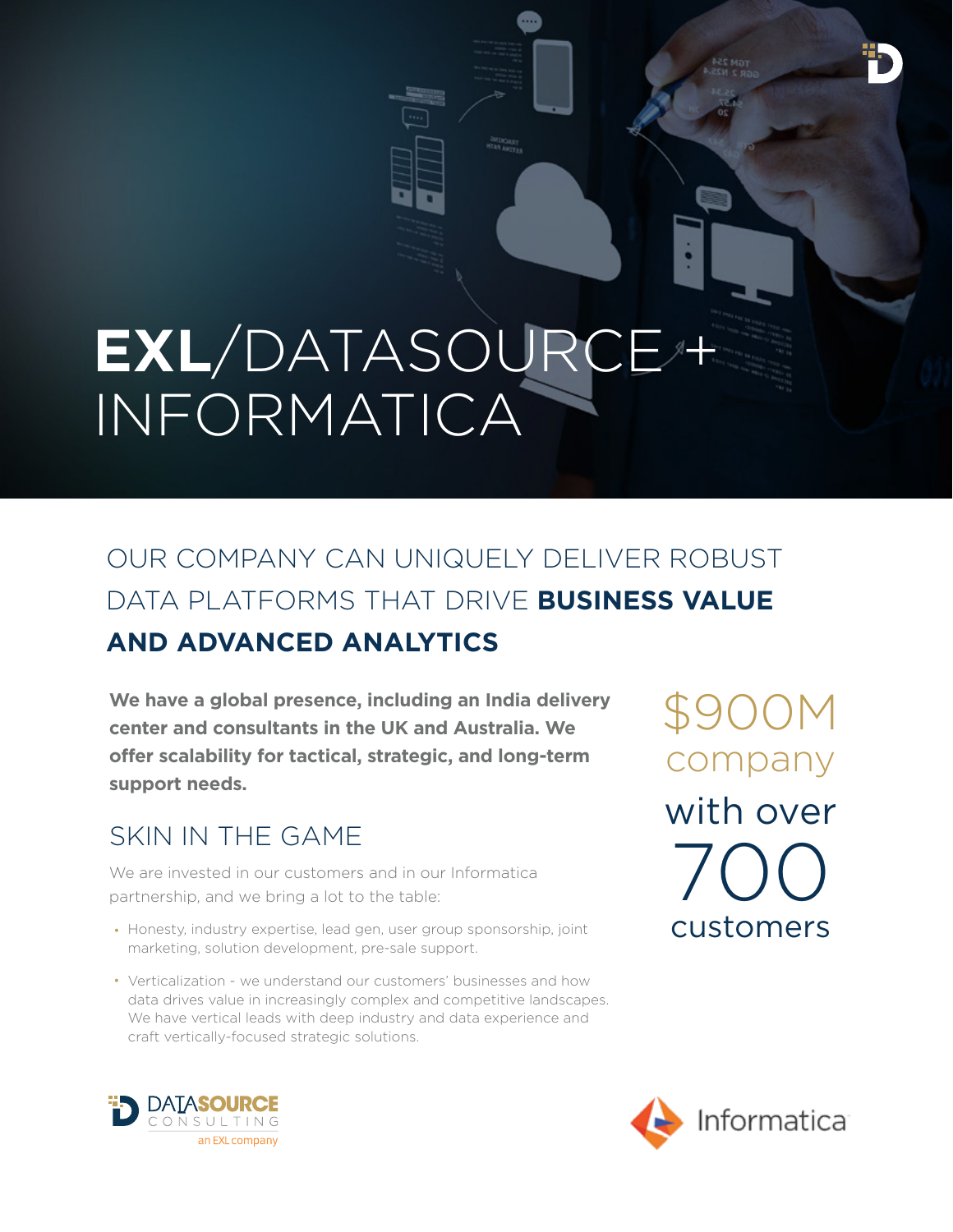# **EXL**/DATASOURCE + INFORMATICA

## OUR COMPANY CAN UNIQUELY DELIVER ROBUST DATA PLATFORMS THAT DRIVE **BUSINESS VALUE AND ADVANCED ANALYTICS**

**We have a global presence, including an India delivery center and consultants in the UK and Australia. We offer scalability for tactical, strategic, and long-term support needs.**

$900M company with over 700 customers

### SKIN IN THE GAME

We are invested in our customers and in our Informatica partnership, and we bring a lot to the table:

- Honesty, industry expertise, lead gen, user group sponsorship, joint marketing, solution development, pre-sale support.
- Verticalization - we understand our customers' businesses and how data drives value in increasingly complex and competitive landscapes. We have vertical leads with deep industry and data experience and craft vertically-focused strategic solutions.

DATASOURCE CONSULTING an EXL company

Informatica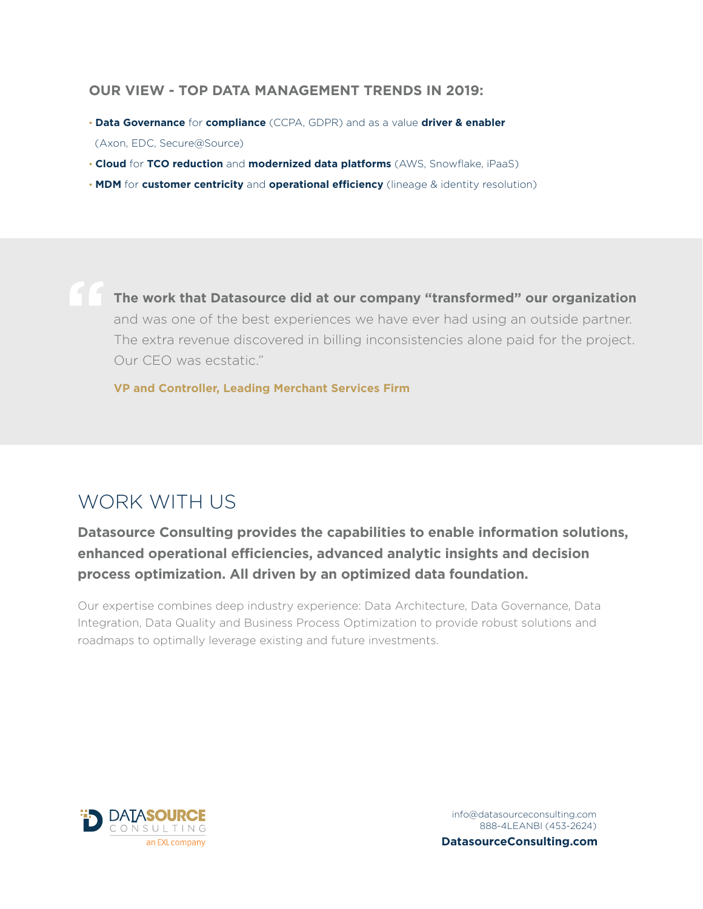### OUR VIEW - TOP DATA MANAGEMENT TRENDS IN 2019:

- **Data Governance** for **compliance** (CCPA, GDPR) and as a value **driver & enabler** (Axon, EDC, Secure@Source)
- **Cloud** for **TCO reduction** and **modernized data platforms** (AWS, Snowflake, iPaaS)
- **MDM** for **customer centricity** and **operational efficiency** (lineage & identity resolution)

> **The work that Datasource did at our company "transformed" our organization** and was one of the best experiences we have ever had using an outside partner. The extra revenue discovered in billing inconsistencies alone paid for the project. Our CEO was ecstatic."
>
> **VP and Controller, Leading Merchant Services Firm**

## WORK WITH US

**Datasource Consulting provides the capabilities to enable information solutions, enhanced operational efficiencies, advanced analytic insights and decision process optimization. All driven by an optimized data foundation.**

Our expertise combines deep industry experience: Data Architecture, Data Governance, Data Integration, Data Quality and Business Process Optimization to provide robust solutions and roadmaps to optimally leverage existing and future investments.

DATASOURCE CONSULTING
an EXL company

info@datasourceconsulting.com
888-4LEANBI (453-2624)
**DatasourceConsulting.com**